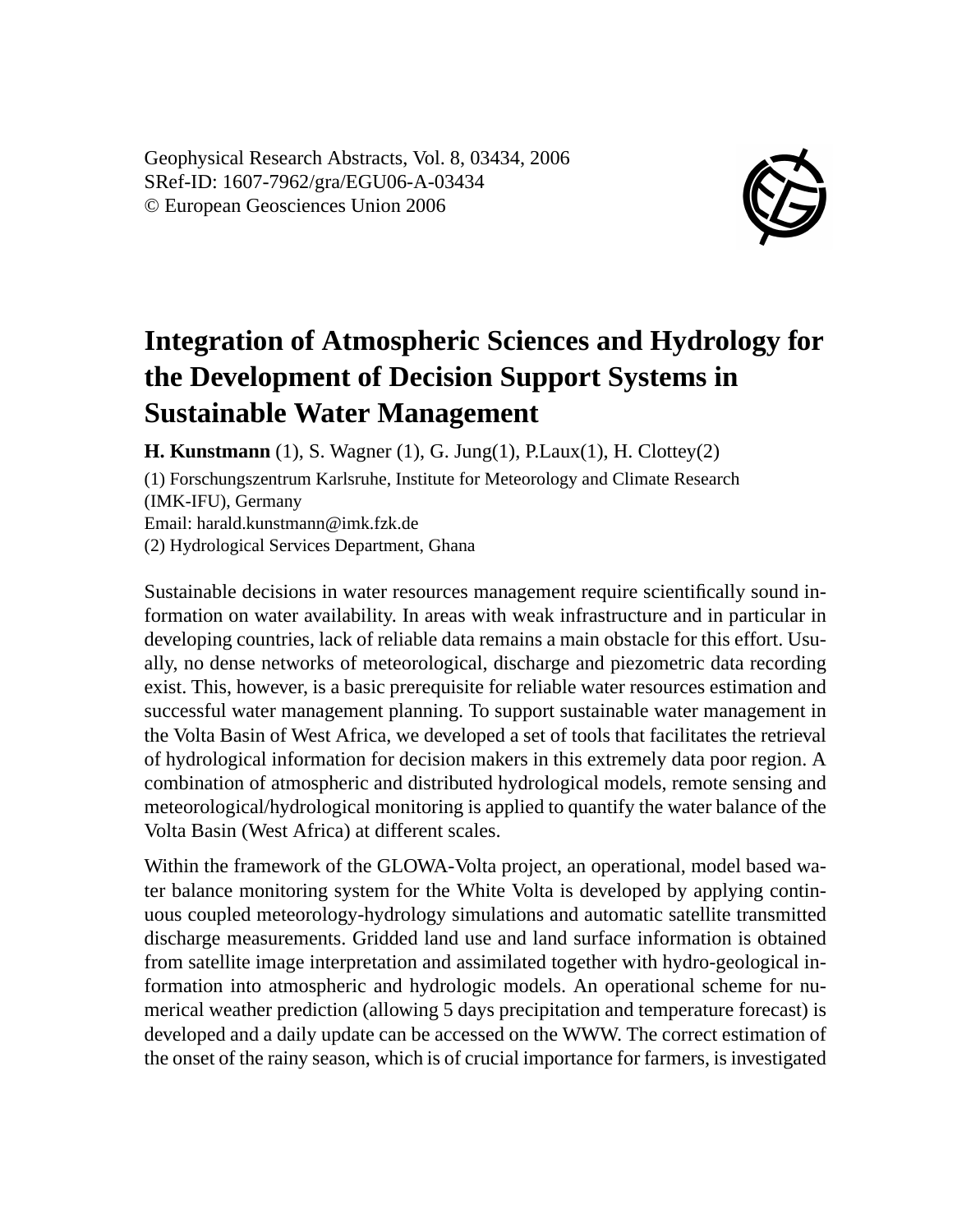Geophysical Research Abstracts, Vol. 8, 03434, 2006
SRef-ID: 1607-7962/gra/EGU06-A-03434
© European Geosciences Union 2006

# Integration of Atmospheric Sciences and Hydrology for the Development of Decision Support Systems in Sustainable Water Management

**H. Kunstmann** (1), S. Wagner (1), G. Jung(1), P.Laux(1), H. Clottey(2)

(1) Forschungszentrum Karlsruhe, Institute for Meteorology and Climate Research (IMK-IFU), Germany
Email: harald.kunstmann@imk.fzk.de
(2) Hydrological Services Department, Ghana

Sustainable decisions in water resources management require scientifically sound information on water availability. In areas with weak infrastructure and in particular in developing countries, lack of reliable data remains a main obstacle for this effort. Usually, no dense networks of meteorological, discharge and piezometric data recording exist. This, however, is a basic prerequisite for reliable water resources estimation and successful water management planning. To support sustainable water management in the Volta Basin of West Africa, we developed a set of tools that facilitates the retrieval of hydrological information for decision makers in this extremely data poor region. A combination of atmospheric and distributed hydrological models, remote sensing and meteorological/hydrological monitoring is applied to quantify the water balance of the Volta Basin (West Africa) at different scales.

Within the framework of the GLOWA-Volta project, an operational, model based water balance monitoring system for the White Volta is developed by applying continuous coupled meteorology-hydrology simulations and automatic satellite transmitted discharge measurements. Gridded land use and land surface information is obtained from satellite image interpretation and assimilated together with hydro-geological information into atmospheric and hydrologic models. An operational scheme for numerical weather prediction (allowing 5 days precipitation and temperature forecast) is developed and a daily update can be accessed on the WWW. The correct estimation of the onset of the rainy season, which is of crucial importance for farmers, is investigated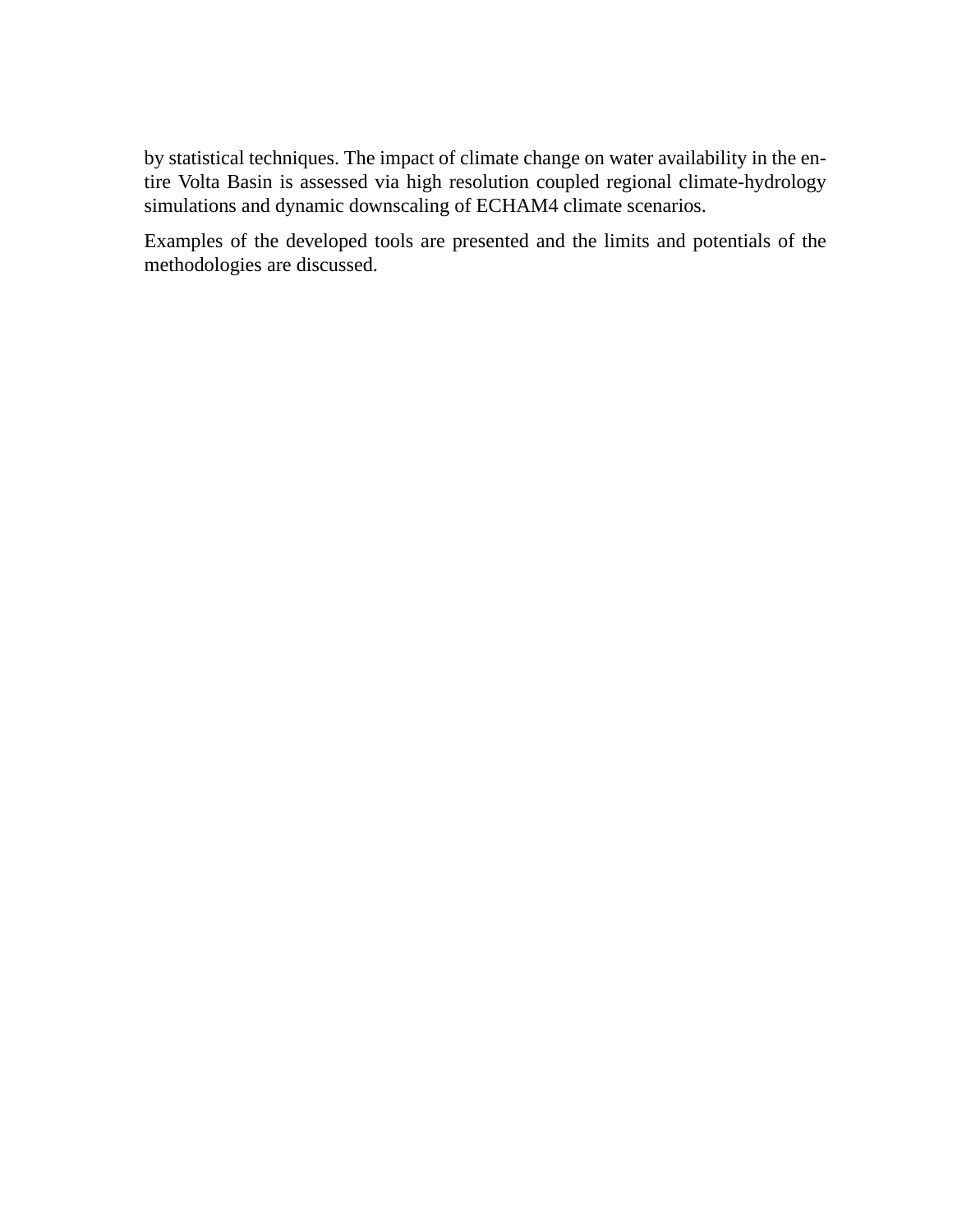by statistical techniques. The impact of climate change on water availability in the entire Volta Basin is assessed via high resolution coupled regional climate-hydrology simulations and dynamic downscaling of ECHAM4 climate scenarios.

Examples of the developed tools are presented and the limits and potentials of the methodologies are discussed.